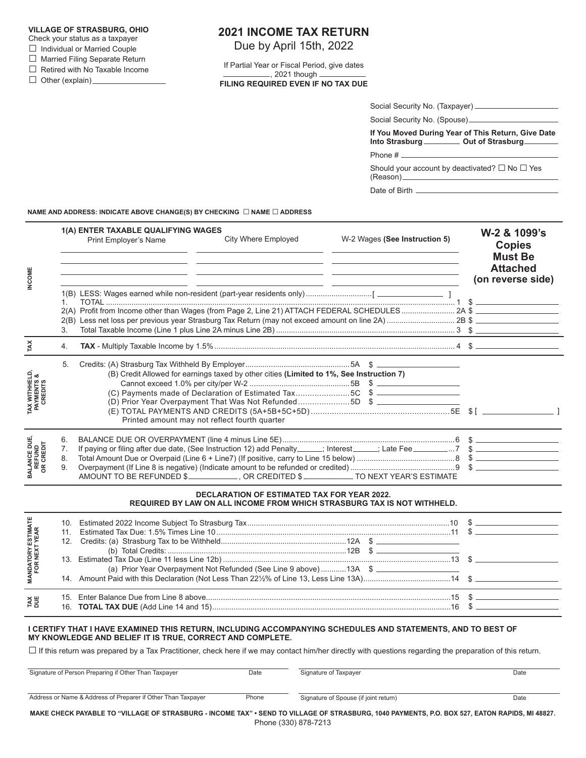**VILLAGE OF STRASBURG, OHIO**

Check your status as a taxpayer

☐ Individual or Married Couple
☐ Married Filing Separate Return
☐ Retired with No Taxable Income
☐ Other (explain) ____________

# 2021 INCOME TAX RETURN

Due by April 15th, 2022

If Partial Year or Fiscal Period, give dates
__________, 2021 though __________

**FILING REQUIRED EVEN IF NO TAX DUE**

Social Security No. (Taxpayer) ____________

Social Security No. (Spouse) ____________

**If You Moved During Year of This Return, Give Date Into Strasburg ________ Out of Strasburg ________**

Phone # ____________

Should your account by deactivated? ☐ No ☐ Yes (Reason) ____________

Date of Birth ____________

**NAME AND ADDRESS: INDICATE ABOVE CHANGE(S) BY CHECKING ☐ NAME ☐ ADDRESS**

## INCOME

**1(A) ENTER TAXABLE QUALIFYING WAGES**

| Print Employer's Name | City Where Employed | W-2 Wages **(See Instruction 5)** |
|---|---|---|
| | | |
| | | |
| | | |

**W-2 & 1099's Copies Must Be Attached (on reverse side)**

1(B) LESS: Wages earned while non-resident (part-year residents only) .......... [ __________ ]

1. TOTAL .......... 1 $ __________

2(A) Profit from Income other than Wages (from Page 2, Line 21) ATTACH FEDERAL SCHEDULES .......... 2A $ __________

2(B) Less net loss per previous year Strasburg Tax Return (may not exceed amount on line 2A) .......... 2B $ __________

3. Total Taxable Income (Line 1 plus Line 2A minus Line 2B) .......... 3 $ __________

## TAX

4. **TAX** - Multiply Taxable Income by 1.5% .......... 4 $ __________

## TAX WITHHELD, PAYMENTS & CREDITS

5. Credits: (A) Strasburg Tax Withheld By Employer .......... 5A $ __________

(B) Credit Allowed for earnings taxed by other cities **(Limited to 1%, See Instruction 7)** Cannot exceed 1.0% per city/per W-2 .......... 5B $ __________

(C) Payments made of Declaration of Estimated Tax .......... 5C $ __________

(D) Prior Year Overpayment That Was Not Refunded .......... 5D $ __________

(E) TOTAL PAYMENTS AND CREDITS (5A+5B+5C+5D) .......... 5E $ [ __________ ]

Printed amount may not reflect fourth quarter

## BALANCE DUE, REFUND OR CREDIT

6. BALANCE DUE OR OVERPAYMENT (line 4 minus Line 5E) .......... 6 $ __________
7. If paying or filing after due date, (See Instruction 12) add Penalty ______; Interest ______; Late Fee ______ ...7 $ __________
8. Total Amount Due or Overpaid (Line 6 + Line7) (If positive, carry to Line 15 below) .......... 8 $ __________
9. Overpayment (If Line 8 is negative) (Indicate amount to be refunded or credited) .......... 9 $ __________

AMOUNT TO BE REFUNDED $ __________, OR CREDITED $ __________ TO NEXT YEAR'S ESTIMATE

**DECLARATION OF ESTIMATED TAX FOR YEAR 2022.**
**REQUIRED BY LAW ON ALL INCOME FROM WHICH STRASBURG TAX IS NOT WITHHELD.**

## MANDATORY ESTIMATE FOR NEXT YEAR

10. Estimated 2022 Income Subject To Strasburg Tax .......... 10 $ __________
11. Estimated Tax Due: 1.5% Times Line 10 .......... 11 $ __________
12. Credits: (a) Strasburg Tax to be Withheld .......... 12A $ __________
    (b) Total Credits: .......... 12B $ __________
13. Estimated Tax Due (Line 11 less Line 12b) .......... 13 $ __________
    (a) Prior Year Overpayment Not Refunded (See Line 9 above) .......... 13A $ __________
14. Amount Paid with this Declaration (Not Less Than 22½% of Line 13, Less Line 13A) .......... 14 $ __________

## TAX DUE

15. Enter Balance Due from Line 8 above .......... 15 $ __________
16. **TOTAL TAX DUE** (Add Line 14 and 15) .......... 16 $ __________

**I CERTIFY THAT I HAVE EXAMINED THIS RETURN, INCLUDING ACCOMPANYING SCHEDULES AND STATEMENTS, AND TO BEST OF MY KNOWLEDGE AND BELIEF IT IS TRUE, CORRECT AND COMPLETE.**

☐ If this return was prepared by a Tax Practitioner, check here if we may contact him/her directly with questions regarding the preparation of this return.

| Signature of Person Preparing if Other Than Taxpayer | Date | Signature of Taxpayer | Date |
|---|---|---|---|
| Address or Name & Address of Preparer if Other Than Taxpayer | Phone | Signature of Spouse (if joint return) | Date |

**MAKE CHECK PAYABLE TO "VILLAGE OF STRASBURG - INCOME TAX" • SEND TO VILLAGE OF STRASBURG, 1040 PAYMENTS, P.O. BOX 527, EATON RAPIDS, MI 48827.**

Phone (330) 878-7213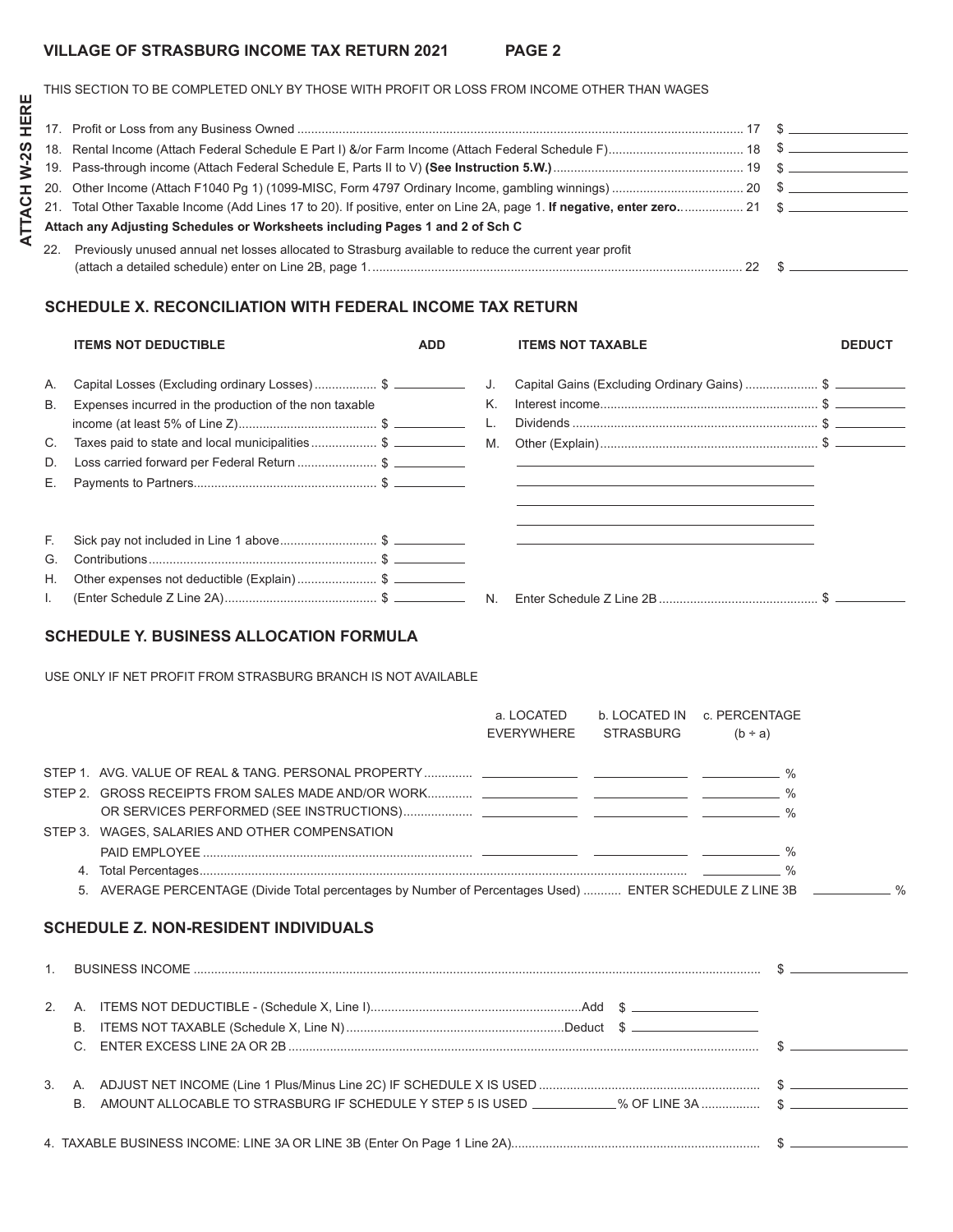## VILLAGE OF STRASBURG INCOME TAX RETURN 2021 PAGE 2

ATTACH W-2S HERE

THIS SECTION TO BE COMPLETED ONLY BY THOSE WITH PROFIT OR LOSS FROM INCOME OTHER THAN WAGES

| | | | |
|---|---|---|---|
| 17. | Profit or Loss from any Business Owned | 17 | $ |
| 18. | Rental Income (Attach Federal Schedule E Part I) &/or Farm Income (Attach Federal Schedule F) | 18 | $ |
| 19. | Pass-through income (Attach Federal Schedule E, Parts II to V) **(See Instruction 5.W.)** | 19 | $ |
| 20. | Other Income (Attach F1040 Pg 1) (1099-MISC, Form 4797 Ordinary Income, gambling winnings) | 20 | $ |
| 21. | Total Other Taxable Income (Add Lines 17 to 20). If positive, enter on Line 2A, page 1. **If negative, enter zero.** | 21 | $ |

**Attach any Adjusting Schedules or Worksheets including Pages 1 and 2 of Sch C**

| | | | |
|---|---|---|---|
| 22. | Previously unused annual net losses allocated to Strasburg available to reduce the current year profit (attach a detailed schedule) enter on Line 2B, page 1. | 22 | $ |

## SCHEDULE X. RECONCILIATION WITH FEDERAL INCOME TAX RETURN

| | ITEMS NOT DEDUCTIBLE | ADD | | ITEMS NOT TAXABLE | DEDUCT |
|---|---|---|---|---|---|
| A. | Capital Losses (Excluding ordinary Losses) | $ | J. | Capital Gains (Excluding Ordinary Gains) | $ |
| B. | Expenses incurred in the production of the non taxable income (at least 5% of Line Z) | $ | K. | Interest income | $ |
| C. | Taxes paid to state and local municipalities | $ | L. | Dividends | $ |
| D. | Loss carried forward per Federal Return | $ | M. | Other (Explain) | $ |
| E. | Payments to Partners | $ | | | |
| F. | Sick pay not included in Line 1 above | $ | | | |
| G. | Contributions | $ | | | |
| H. | Other expenses not deductible (Explain) | $ | | | |
| I. | (Enter Schedule Z Line 2A) | $ | N. | Enter Schedule Z Line 2B | $ |

## SCHEDULE Y. BUSINESS ALLOCATION FORMULA

USE ONLY IF NET PROFIT FROM STRASBURG BRANCH IS NOT AVAILABLE

| | a. LOCATED EVERYWHERE | b. LOCATED IN STRASBURG | c. PERCENTAGE (b ÷ a) |
|---|---|---|---|
| STEP 1. AVG. VALUE OF REAL & TANG. PERSONAL PROPERTY | | | % |
| STEP 2. GROSS RECEIPTS FROM SALES MADE AND/OR WORK | | | % |
| OR SERVICES PERFORMED (SEE INSTRUCTIONS) | | | % |
| STEP 3. WAGES, SALARIES AND OTHER COMPENSATION PAID EMPLOYEE | | | % |
| 4. Total Percentages | | | % |
| 5. AVERAGE PERCENTAGE (Divide Total percentages by Number of Percentages Used) ENTER SCHEDULE Z LINE 3B | | | % |

## SCHEDULE Z. NON-RESIDENT INDIVIDUALS

| | | | |
|---|---|---|---|
| 1. | | BUSINESS INCOME | $ |
| 2. | A. | ITEMS NOT DEDUCTIBLE - (Schedule X, Line I) Add $ | |
| | B. | ITEMS NOT TAXABLE (Schedule X, Line N) Deduct $ | |
| | C. | ENTER EXCESS LINE 2A OR 2B | $ |
| 3. | A. | ADJUST NET INCOME (Line 1 Plus/Minus Line 2C) IF SCHEDULE X IS USED | $ |
| | B. | AMOUNT ALLOCABLE TO STRASBURG IF SCHEDULE Y STEP 5 IS USED ____% OF LINE 3A | $ |

4. TAXABLE BUSINESS INCOME: LINE 3A OR LINE 3B (Enter On Page 1 Line 2A) $